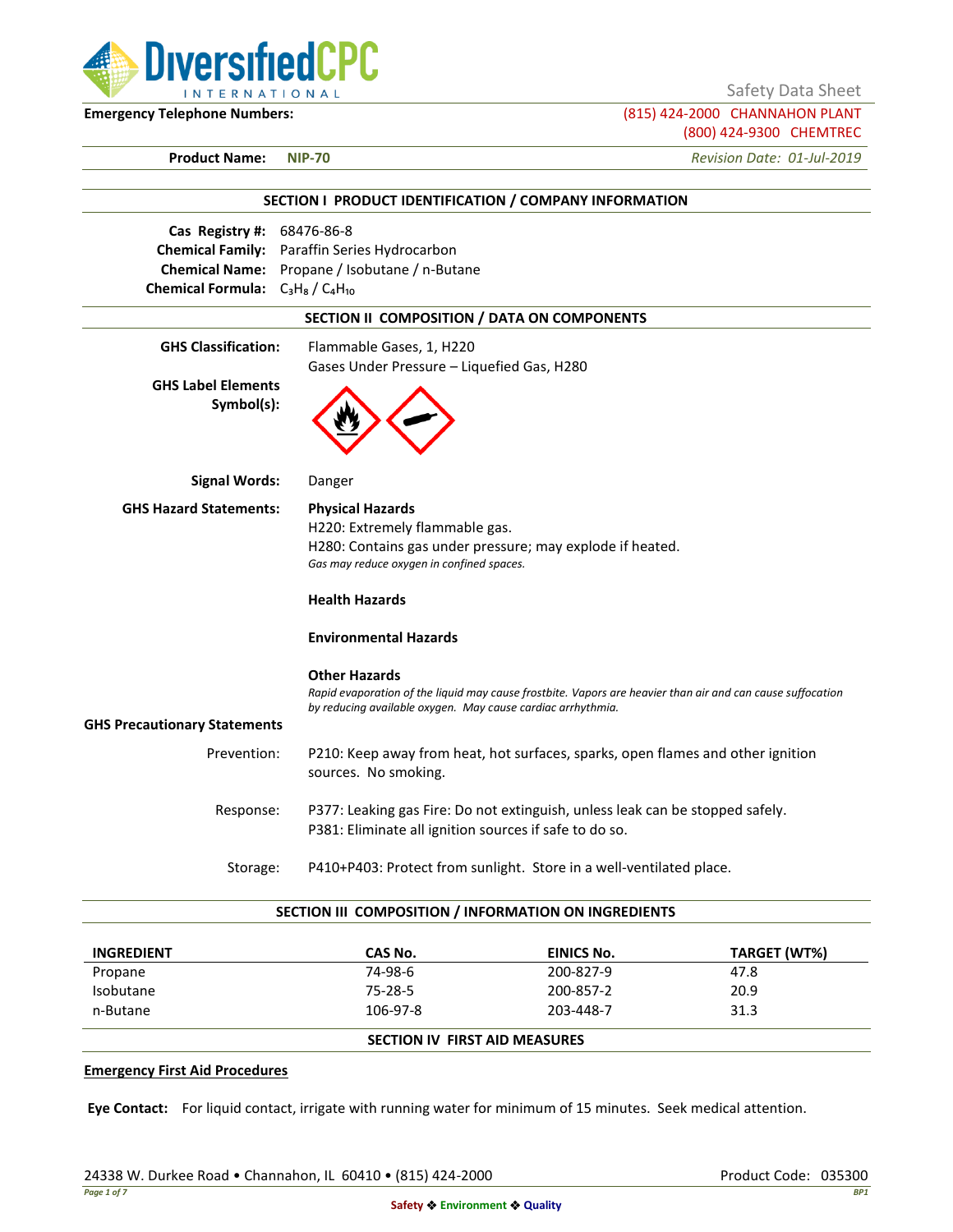DiversifiedCPC INTERNATIONAL

Safety Data Sheet

**Emergency Telephone Numbers:** (815) 424-2000 CHANNAHON PLANT
(800) 424-9300 CHEMTREC

**Product Name:** **NIP-70** *Revision Date: 01-Jul-2019*

## SECTION I PRODUCT IDENTIFICATION / COMPANY INFORMATION

**Cas Registry #:** 68476-86-8
**Chemical Family:** Paraffin Series Hydrocarbon
**Chemical Name:** Propane / Isobutane / n-Butane
**Chemical Formula:** $C_3H_8$ / $C_4H_{10}$

## SECTION II COMPOSITION / DATA ON COMPONENTS

**GHS Classification:** Flammable Gases, 1, H220
Gases Under Pressure – Liquefied Gas, H280

**GHS Label Elements Symbol(s):**

**Signal Words:** Danger

**GHS Hazard Statements:**

**Physical Hazards**
H220: Extremely flammable gas.
H280: Contains gas under pressure; may explode if heated.
*Gas may reduce oxygen in confined spaces.*

**Health Hazards**

**Environmental Hazards**

**Other Hazards**
*Rapid evaporation of the liquid may cause frostbite. Vapors are heavier than air and can cause suffocation by reducing available oxygen. May cause cardiac arrhythmia.*

**GHS Precautionary Statements**

Prevention: P210: Keep away from heat, hot surfaces, sparks, open flames and other ignition sources. No smoking.

Response: P377: Leaking gas Fire: Do not extinguish, unless leak can be stopped safely.
P381: Eliminate all ignition sources if safe to do so.

Storage: P410+P403: Protect from sunlight. Store in a well-ventilated place.

## SECTION III COMPOSITION / INFORMATION ON INGREDIENTS

| INGREDIENT | CAS No. | EINICS No. | TARGET (WT%) |
|---|---|---|---|
| Propane | 74-98-6 | 200-827-9 | 47.8 |
| Isobutane | 75-28-5 | 200-857-2 | 20.9 |
| n-Butane | 106-97-8 | 203-448-7 | 31.3 |

## SECTION IV FIRST AID MEASURES

**Emergency First Aid Procedures**

**Eye Contact:** For liquid contact, irrigate with running water for minimum of 15 minutes. Seek medical attention.

24338 W. Durkee Road • Channahon, IL 60410 • (815) 424-2000 Product Code: 035300

Safety ❖ Environment ❖ Quality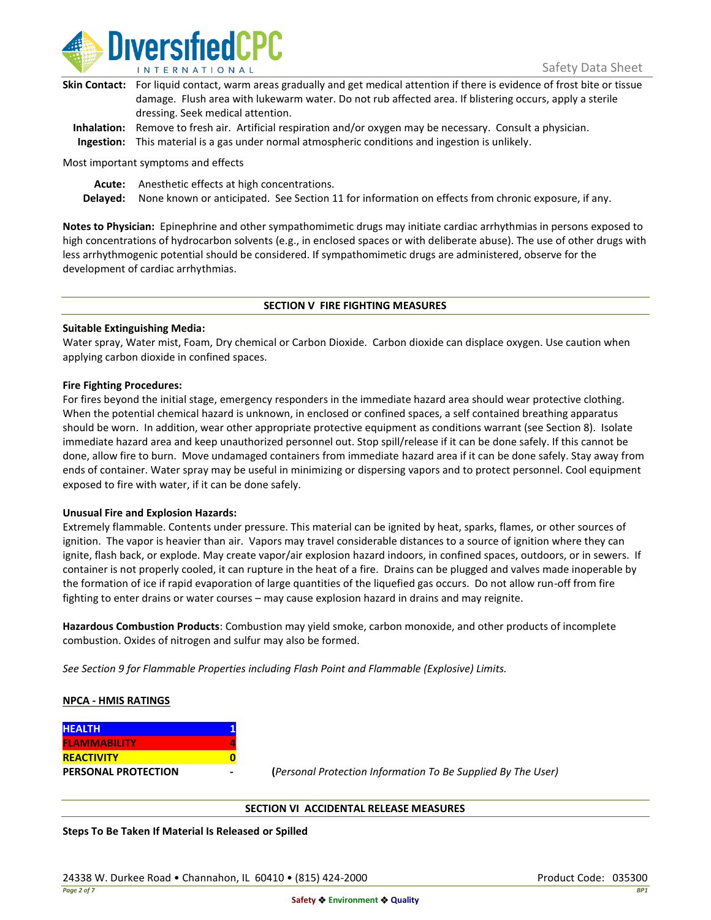**Skin Contact:** For liquid contact, warm areas gradually and get medical attention if there is evidence of frost bite or tissue damage. Flush area with lukewarm water. Do not rub affected area. If blistering occurs, apply a sterile dressing. Seek medical attention.

**Inhalation:** Remove to fresh air. Artificial respiration and/or oxygen may be necessary. Consult a physician.

**Ingestion:** This material is a gas under normal atmospheric conditions and ingestion is unlikely.

Most important symptoms and effects

**Acute:** Anesthetic effects at high concentrations.

**Delayed:** None known or anticipated. See Section 11 for information on effects from chronic exposure, if any.

**Notes to Physician:** Epinephrine and other sympathomimetic drugs may initiate cardiac arrhythmias in persons exposed to high concentrations of hydrocarbon solvents (e.g., in enclosed spaces or with deliberate abuse). The use of other drugs with less arrhythmogenic potential should be considered. If sympathomimetic drugs are administered, observe for the development of cardiac arrhythmias.

## SECTION V FIRE FIGHTING MEASURES

**Suitable Extinguishing Media:**
Water spray, Water mist, Foam, Dry chemical or Carbon Dioxide. Carbon dioxide can displace oxygen. Use caution when applying carbon dioxide in confined spaces.

**Fire Fighting Procedures:**
For fires beyond the initial stage, emergency responders in the immediate hazard area should wear protective clothing. When the potential chemical hazard is unknown, in enclosed or confined spaces, a self contained breathing apparatus should be worn. In addition, wear other appropriate protective equipment as conditions warrant (see Section 8). Isolate immediate hazard area and keep unauthorized personnel out. Stop spill/release if it can be done safely. If this cannot be done, allow fire to burn. Move undamaged containers from immediate hazard area if it can be done safely. Stay away from ends of container. Water spray may be useful in minimizing or dispersing vapors and to protect personnel. Cool equipment exposed to fire with water, if it can be done safely.

**Unusual Fire and Explosion Hazards:**
Extremely flammable. Contents under pressure. This material can be ignited by heat, sparks, flames, or other sources of ignition. The vapor is heavier than air. Vapors may travel considerable distances to a source of ignition where they can ignite, flash back, or explode. May create vapor/air explosion hazard indoors, in confined spaces, outdoors, or in sewers. If container is not properly cooled, it can rupture in the heat of a fire. Drains can be plugged and valves made inoperable by the formation of ice if rapid evaporation of large quantities of the liquefied gas occurs. Do not allow run-off from fire fighting to enter drains or water courses – may cause explosion hazard in drains and may reignite.

**Hazardous Combustion Products**: Combustion may yield smoke, carbon monoxide, and other products of incomplete combustion. Oxides of nitrogen and sulfur may also be formed.

*See Section 9 for Flammable Properties including Flash Point and Flammable (Explosive) Limits.*

**NPCA - HMIS RATINGS**

| | |
|---|---|
| **HEALTH** | 1 |
| **FLAMMABILITY** | 4 |
| **REACTIVITY** | 0 |
| **PERSONAL PROTECTION** | - |

(*Personal Protection Information To Be Supplied By The User)*

## SECTION VI ACCIDENTAL RELEASE MEASURES

**Steps To Be Taken If Material Is Released or Spilled**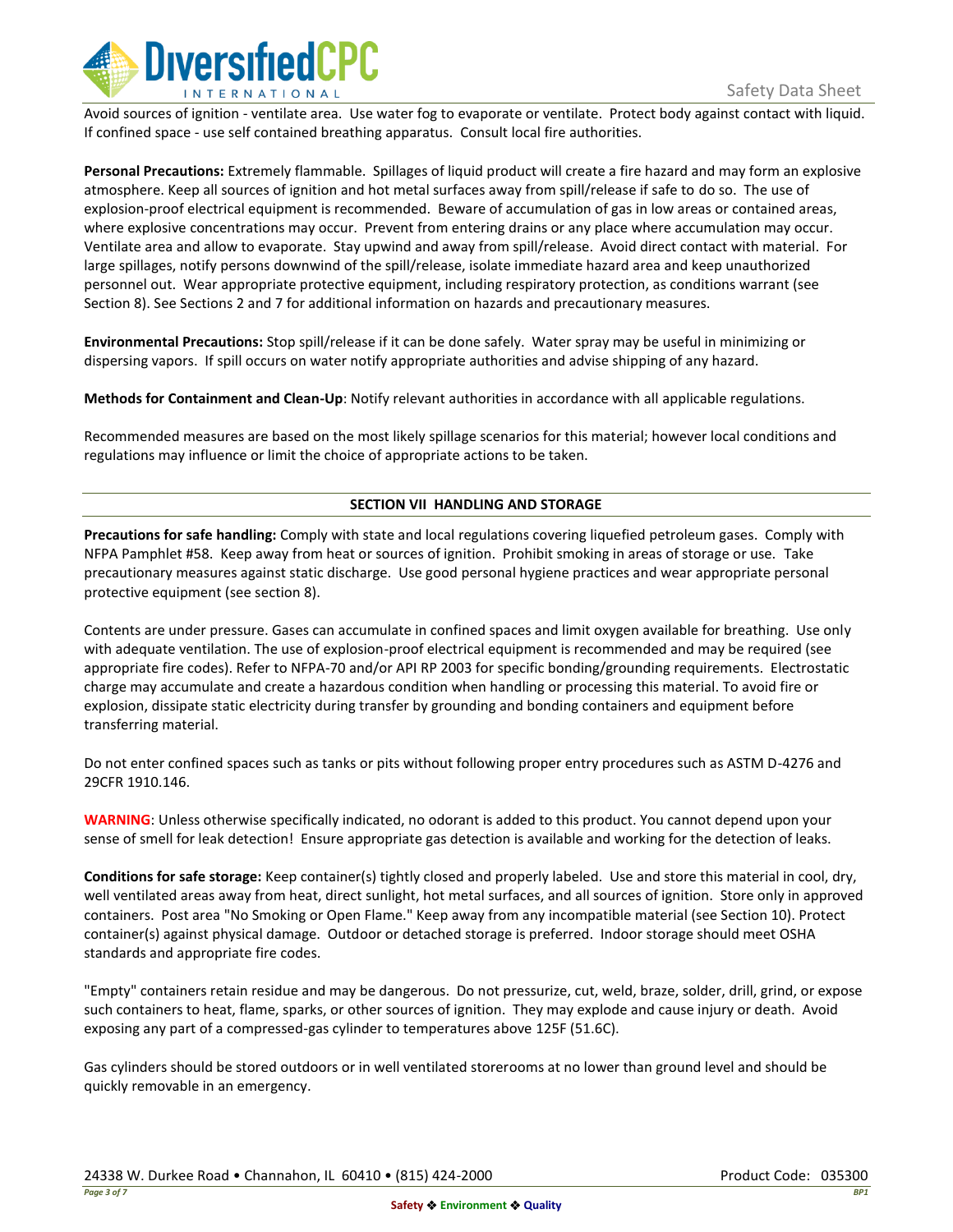Avoid sources of ignition - ventilate area. Use water fog to evaporate or ventilate. Protect body against contact with liquid. If confined space - use self contained breathing apparatus. Consult local fire authorities.

**Personal Precautions:** Extremely flammable. Spillages of liquid product will create a fire hazard and may form an explosive atmosphere. Keep all sources of ignition and hot metal surfaces away from spill/release if safe to do so. The use of explosion-proof electrical equipment is recommended. Beware of accumulation of gas in low areas or contained areas, where explosive concentrations may occur. Prevent from entering drains or any place where accumulation may occur. Ventilate area and allow to evaporate. Stay upwind and away from spill/release. Avoid direct contact with material. For large spillages, notify persons downwind of the spill/release, isolate immediate hazard area and keep unauthorized personnel out. Wear appropriate protective equipment, including respiratory protection, as conditions warrant (see Section 8). See Sections 2 and 7 for additional information on hazards and precautionary measures.

**Environmental Precautions:** Stop spill/release if it can be done safely. Water spray may be useful in minimizing or dispersing vapors. If spill occurs on water notify appropriate authorities and advise shipping of any hazard.

**Methods for Containment and Clean-Up**: Notify relevant authorities in accordance with all applicable regulations.

Recommended measures are based on the most likely spillage scenarios for this material; however local conditions and regulations may influence or limit the choice of appropriate actions to be taken.

## SECTION VII HANDLING AND STORAGE

**Precautions for safe handling:** Comply with state and local regulations covering liquefied petroleum gases. Comply with NFPA Pamphlet #58. Keep away from heat or sources of ignition. Prohibit smoking in areas of storage or use. Take precautionary measures against static discharge. Use good personal hygiene practices and wear appropriate personal protective equipment (see section 8).

Contents are under pressure. Gases can accumulate in confined spaces and limit oxygen available for breathing. Use only with adequate ventilation. The use of explosion-proof electrical equipment is recommended and may be required (see appropriate fire codes). Refer to NFPA-70 and/or API RP 2003 for specific bonding/grounding requirements. Electrostatic charge may accumulate and create a hazardous condition when handling or processing this material. To avoid fire or explosion, dissipate static electricity during transfer by grounding and bonding containers and equipment before transferring material.

Do not enter confined spaces such as tanks or pits without following proper entry procedures such as ASTM D-4276 and 29CFR 1910.146.

**WARNING**: Unless otherwise specifically indicated, no odorant is added to this product. You cannot depend upon your sense of smell for leak detection! Ensure appropriate gas detection is available and working for the detection of leaks.

**Conditions for safe storage:** Keep container(s) tightly closed and properly labeled. Use and store this material in cool, dry, well ventilated areas away from heat, direct sunlight, hot metal surfaces, and all sources of ignition. Store only in approved containers. Post area "No Smoking or Open Flame." Keep away from any incompatible material (see Section 10). Protect container(s) against physical damage. Outdoor or detached storage is preferred. Indoor storage should meet OSHA standards and appropriate fire codes.

"Empty" containers retain residue and may be dangerous. Do not pressurize, cut, weld, braze, solder, drill, grind, or expose such containers to heat, flame, sparks, or other sources of ignition. They may explode and cause injury or death. Avoid exposing any part of a compressed-gas cylinder to temperatures above 125F (51.6C).

Gas cylinders should be stored outdoors or in well ventilated storerooms at no lower than ground level and should be quickly removable in an emergency.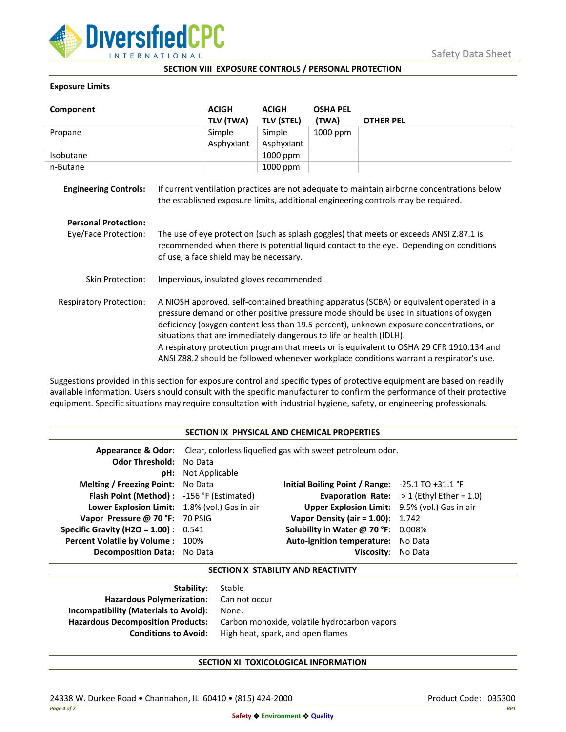## SECTION VIII EXPOSURE CONTROLS / PERSONAL PROTECTION

**Exposure Limits**

| Component | ACIGH TLV (TWA) | ACIGH TLV (STEL) | OSHA PEL (TWA) | OTHER PEL |
|---|---|---|---|---|
| Propane | Simple Asphyxiant | Simple Asphyxiant | 1000 ppm | |
| Isobutane | | 1000 ppm | | |
| n-Butane | | 1000 ppm | | |

**Engineering Controls:** If current ventilation practices are not adequate to maintain airborne concentrations below the established exposure limits, additional engineering controls may be required.

**Personal Protection:**

Eye/Face Protection: The use of eye protection (such as splash goggles) that meets or exceeds ANSI Z.87.1 is recommended when there is potential liquid contact to the eye. Depending on conditions of use, a face shield may be necessary.

Skin Protection: Impervious, insulated gloves recommended.

Respiratory Protection: A NIOSH approved, self-contained breathing apparatus (SCBA) or equivalent operated in a pressure demand or other positive pressure mode should be used in situations of oxygen deficiency (oxygen content less than 19.5 percent), unknown exposure concentrations, or situations that are immediately dangerous to life or health (IDLH).
A respiratory protection program that meets or is equivalent to OSHA 29 CFR 1910.134 and ANSI Z88.2 should be followed whenever workplace conditions warrant a respirator's use.

Suggestions provided in this section for exposure control and specific types of protective equipment are based on readily available information. Users should consult with the specific manufacturer to confirm the performance of their protective equipment. Specific situations may require consultation with industrial hygiene, safety, or engineering professionals.

## SECTION IX PHYSICAL AND CHEMICAL PROPERTIES

**Appearance & Odor:** Clear, colorless liquefied gas with sweet petroleum odor.

**Odor Threshold:** No Data

**pH:** Not Applicable

| | | | |
|---|---|---|---|
| **Melting / Freezing Point:** | No Data | **Initial Boiling Point / Range:** | -25.1 TO +31.1 °F |
| **Flash Point (Method) :** | -156 °F (Estimated) | **Evaporation Rate:** | > 1 (Ethyl Ether = 1.0) |
| **Lower Explosion Limit:** | 1.8% (vol.) Gas in air | **Upper Explosion Limit:** | 9.5% (vol.) Gas in air |
| **Vapor Pressure @ 70 °F:** | 70 PSIG | **Vapor Density (air = 1.00):** | 1.742 |
| **Specific Gravity (H2O = 1.00) :** | 0.541 | **Solubility in Water @ 70 °F:** | 0.008% |
| **Percent Volatile by Volume :** | 100% | **Auto-ignition temperature:** | No Data |
| **Decomposition Data:** | No Data | **Viscosity:** | No Data |

## SECTION X STABILITY AND REACTIVITY

**Stability:** Stable

**Hazardous Polymerization:** Can not occur

**Incompatibility (Materials to Avoid):** None.

**Hazardous Decomposition Products:** Carbon monoxide, volatile hydrocarbon vapors

**Conditions to Avoid:** High heat, spark, and open flames

## SECTION XI TOXICOLOGICAL INFORMATION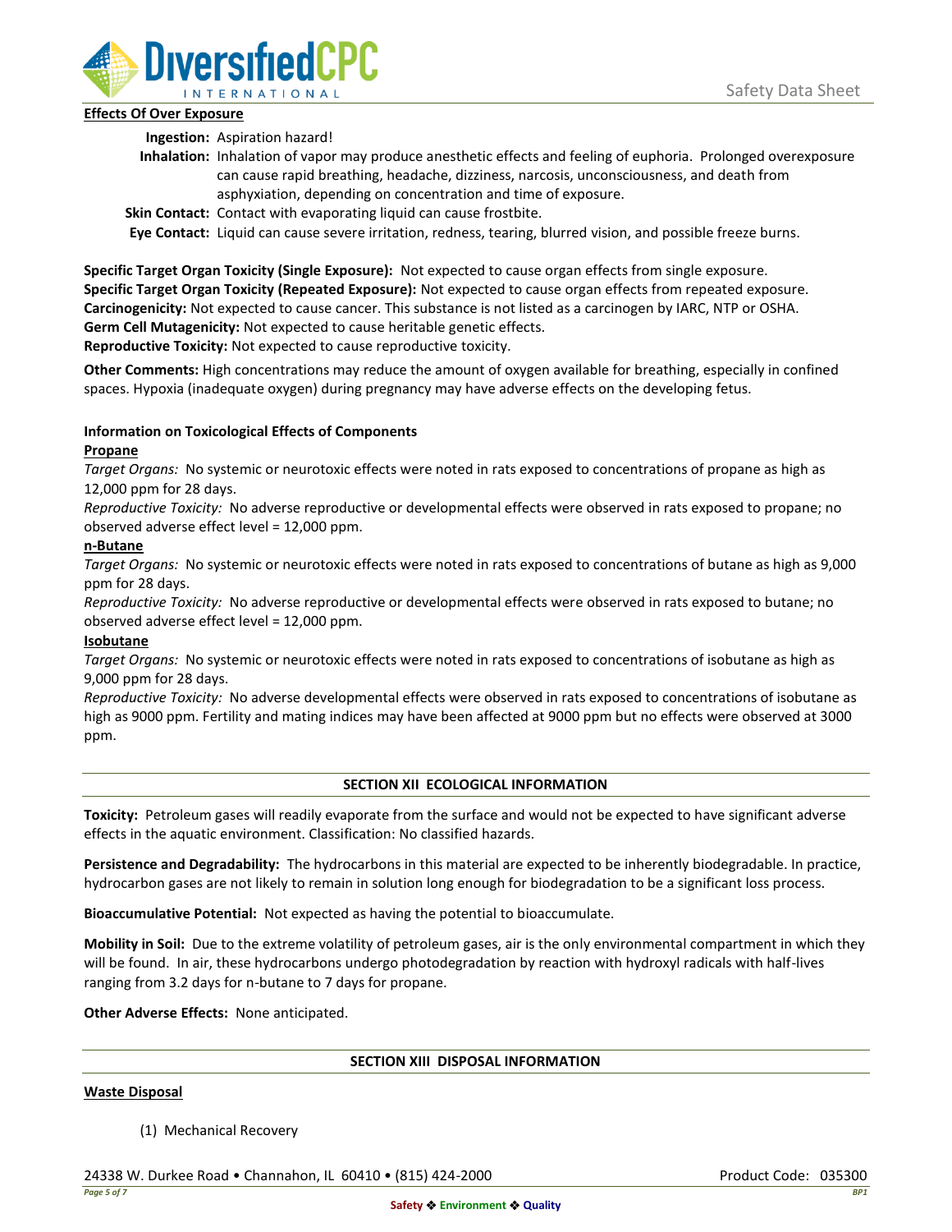**Effects Of Over Exposure**

**Ingestion:** Aspiration hazard!

**Inhalation:** Inhalation of vapor may produce anesthetic effects and feeling of euphoria. Prolonged overexposure can cause rapid breathing, headache, dizziness, narcosis, unconsciousness, and death from asphyxiation, depending on concentration and time of exposure.

**Skin Contact:** Contact with evaporating liquid can cause frostbite.

**Eye Contact:** Liquid can cause severe irritation, redness, tearing, blurred vision, and possible freeze burns.

**Specific Target Organ Toxicity (Single Exposure):** Not expected to cause organ effects from single exposure.
**Specific Target Organ Toxicity (Repeated Exposure):** Not expected to cause organ effects from repeated exposure.
**Carcinogenicity:** Not expected to cause cancer. This substance is not listed as a carcinogen by IARC, NTP or OSHA.
**Germ Cell Mutagenicity:** Not expected to cause heritable genetic effects.
**Reproductive Toxicity:** Not expected to cause reproductive toxicity.

**Other Comments:** High concentrations may reduce the amount of oxygen available for breathing, especially in confined spaces. Hypoxia (inadequate oxygen) during pregnancy may have adverse effects on the developing fetus.

**Information on Toxicological Effects of Components**

**Propane**

*Target Organs:* No systemic or neurotoxic effects were noted in rats exposed to concentrations of propane as high as 12,000 ppm for 28 days.
*Reproductive Toxicity:* No adverse reproductive or developmental effects were observed in rats exposed to propane; no observed adverse effect level = 12,000 ppm.

**n-Butane**

*Target Organs:* No systemic or neurotoxic effects were noted in rats exposed to concentrations of butane as high as 9,000 ppm for 28 days.
*Reproductive Toxicity:* No adverse reproductive or developmental effects were observed in rats exposed to butane; no observed adverse effect level = 12,000 ppm.

**Isobutane**

*Target Organs:* No systemic or neurotoxic effects were noted in rats exposed to concentrations of isobutane as high as 9,000 ppm for 28 days.
*Reproductive Toxicity:* No adverse developmental effects were observed in rats exposed to concentrations of isobutane as high as 9000 ppm. Fertility and mating indices may have been affected at 9000 ppm but no effects were observed at 3000 ppm.

## SECTION XII ECOLOGICAL INFORMATION

**Toxicity:** Petroleum gases will readily evaporate from the surface and would not be expected to have significant adverse effects in the aquatic environment. Classification: No classified hazards.

**Persistence and Degradability:** The hydrocarbons in this material are expected to be inherently biodegradable. In practice, hydrocarbon gases are not likely to remain in solution long enough for biodegradation to be a significant loss process.

**Bioaccumulative Potential:** Not expected as having the potential to bioaccumulate.

**Mobility in Soil:** Due to the extreme volatility of petroleum gases, air is the only environmental compartment in which they will be found. In air, these hydrocarbons undergo photodegradation by reaction with hydroxyl radicals with half-lives ranging from 3.2 days for n-butane to 7 days for propane.

**Other Adverse Effects:** None anticipated.

## SECTION XIII DISPOSAL INFORMATION

**Waste Disposal**

(1) Mechanical Recovery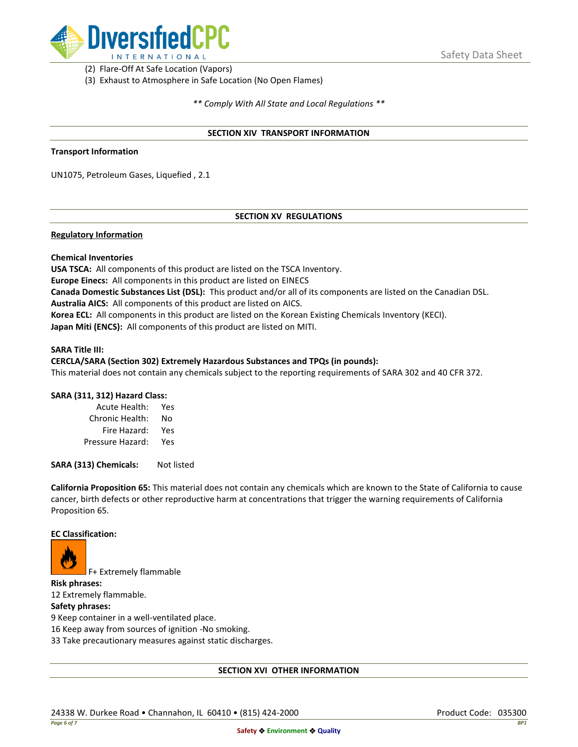(2) Flare-Off At Safe Location (Vapors)
(3) Exhaust to Atmosphere in Safe Location (No Open Flames)

*** Comply With All State and Local Regulations ***

## SECTION XIV TRANSPORT INFORMATION

**Transport Information**

UN1075, Petroleum Gases, Liquefied , 2.1

## SECTION XV REGULATIONS

**Regulatory Information**

**Chemical Inventories**
**USA TSCA:** All components of this product are listed on the TSCA Inventory.
**Europe Einecs:** All components in this product are listed on EINECS
**Canada Domestic Substances List (DSL):** This product and/or all of its components are listed on the Canadian DSL.
**Australia AICS:** All components of this product are listed on AICS.
**Korea ECL:** All components in this product are listed on the Korean Existing Chemicals Inventory (KECI).
**Japan Miti (ENCS):** All components of this product are listed on MITI.

**SARA Title III:**
**CERCLA/SARA (Section 302) Extremely Hazardous Substances and TPQs (in pounds):**
This material does not contain any chemicals subject to the reporting requirements of SARA 302 and 40 CFR 372.

**SARA (311, 312) Hazard Class:**

| | |
|---|---|
| Acute Health: | Yes |
| Chronic Health: | No |
| Fire Hazard: | Yes |
| Pressure Hazard: | Yes |

**SARA (313) Chemicals:** Not listed

**California Proposition 65:** This material does not contain any chemicals which are known to the State of California to cause cancer, birth defects or other reproductive harm at concentrations that trigger the warning requirements of California Proposition 65.

**EC Classification:**

F+ Extremely flammable

**Risk phrases:**
12 Extremely flammable.

**Safety phrases:**
9 Keep container in a well-ventilated place.
16 Keep away from sources of ignition -No smoking.
33 Take precautionary measures against static discharges.

## SECTION XVI OTHER INFORMATION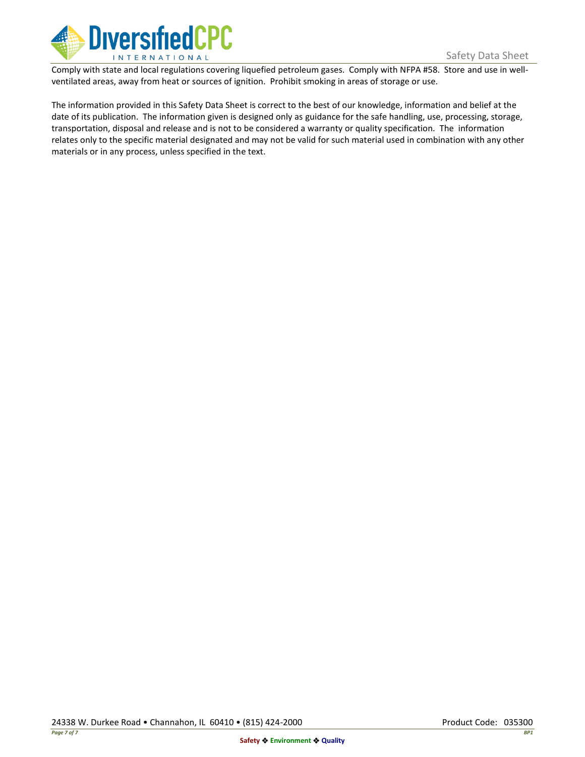Comply with state and local regulations covering liquefied petroleum gases. Comply with NFPA #58. Store and use in well-ventilated areas, away from heat or sources of ignition. Prohibit smoking in areas of storage or use.

The information provided in this Safety Data Sheet is correct to the best of our knowledge, information and belief at the date of its publication. The information given is designed only as guidance for the safe handling, use, processing, storage, transportation, disposal and release and is not to be considered a warranty or quality specification. The information relates only to the specific material designated and may not be valid for such material used in combination with any other materials or in any process, unless specified in the text.